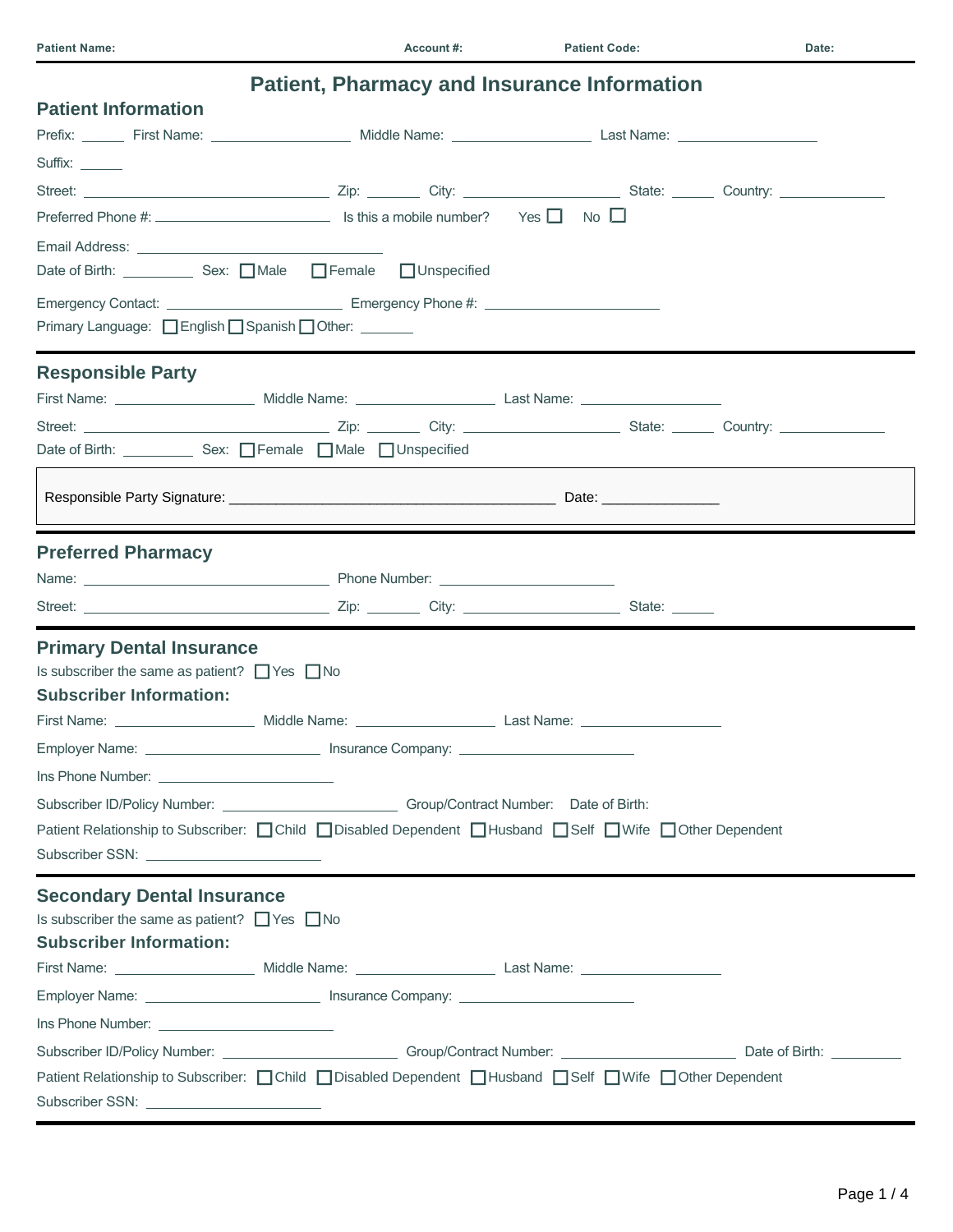Patient Name: Account #: Patient Code: Date:

# Patient, Pharmacy and Insurance Information

## Patient Information

Prefix: ______ First Name: ____________________ Middle Name: ____________________ Last Name: ____________________

Suffix: ______

Street: ______________________________ Zip: ________ City: ____________________ State: ______ Country: ______________

Preferred Phone #: ______________________ Is this a mobile number? Yes ☐ No ☐

Email Address: ______________________________

Date of Birth: __________ Sex: ☐ Male ☐ Female ☐ Unspecified

Emergency Contact: ______________________ Emergency Phone #: ______________________

Primary Language: ☐ English ☐ Spanish ☐ Other: ________

## Responsible Party

First Name: ____________________ Middle Name: ____________________ Last Name: ____________________

Street: ______________________________ Zip: ________ City: ____________________ State: ______ Country: ______________

Date of Birth: __________ Sex: ☐ Female ☐ Male ☐ Unspecified

Responsible Party Signature: ___________________________________________ Date: _______________

## Preferred Pharmacy

Name: ______________________________ Phone Number: ______________________

Street: ______________________________ Zip: ________ City: ____________________ State: ______

## Primary Dental Insurance

Is subscriber the same as patient? ☐ Yes ☐ No

### Subscriber Information:

First Name: ____________________ Middle Name: ____________________ Last Name: ____________________

Employer Name: ______________________ Insurance Company: ______________________

Ins Phone Number: ______________________

Subscriber ID/Policy Number: ______________________ Group/Contract Number: Date of Birth:

Patient Relationship to Subscriber: ☐ Child ☐ Disabled Dependent ☐ Husband ☐ Self ☐ Wife ☐ Other Dependent

Subscriber SSN: ______________________

## Secondary Dental Insurance

Is subscriber the same as patient? ☐ Yes ☐ No

### Subscriber Information:

First Name: ____________________ Middle Name: ____________________ Last Name: ____________________

Employer Name: ______________________ Insurance Company: ______________________

Ins Phone Number: ______________________

Subscriber ID/Policy Number: ______________________ Group/Contract Number: ______________________ Date of Birth: __________

Patient Relationship to Subscriber: ☐ Child ☐ Disabled Dependent ☐ Husband ☐ Self ☐ Wife ☐ Other Dependent

Subscriber SSN: ______________________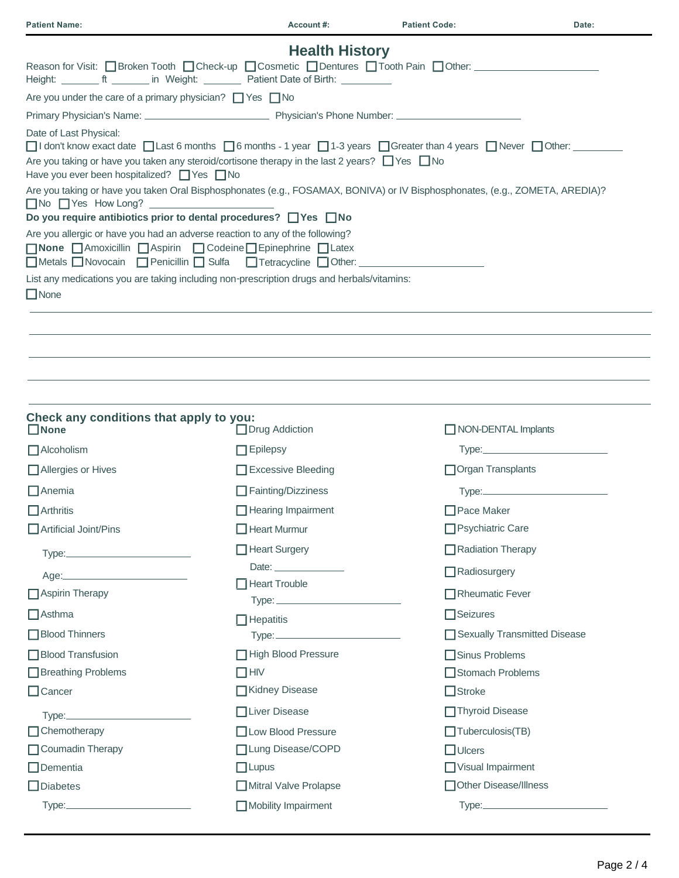**Patient Name:** **Account #:** **Patient Code:** **Date:**

# Health History

Reason for Visit: ☐ Broken Tooth ☐ Check-up ☐ Cosmetic ☐ Dentures ☐ Tooth Pain ☐ Other: ____________________

Height: _______ ft _______ in Weight: _______ Patient Date of Birth: _________

Are you under the care of a primary physician? ☐ Yes ☐ No

Primary Physician's Name: ____________________ Physician's Phone Number: ____________________

Date of Last Physical:

☐ I don't know exact date ☐ Last 6 months ☐ 6 months - 1 year ☐ 1-3 years ☐ Greater than 4 years ☐ Never ☐ Other: _________

Are you taking or have you taken any steroid/cortisone therapy in the last 2 years? ☐ Yes ☐ No

Have you ever been hospitalized? ☐ Yes ☐ No

Are you taking or have you taken Oral Bisphosphonates (e.g., FOSAMAX, BONIVA) or IV Bisphosphonates, (e.g., ZOMETA, AREDIA)?

☐ No ☐ Yes How Long? ____________________

**Do you require antibiotics prior to dental procedures? ☐ Yes ☐ No**

Are you allergic or have you had an adverse reaction to any of the following?

☐ **None** ☐ Amoxicillin ☐ Aspirin ☐ Codeine ☐ Epinephrine ☐ Latex

☐ Metals ☐ Novocain ☐ Penicillin ☐ Sulfa ☐ Tetracycline ☐ Other: ____________________

List any medications you are taking including non-prescription drugs and herbals/vitamins:

☐ None

______________________________________________________________________

______________________________________________________________________

______________________________________________________________________

______________________________________________________________________

______________________________________________________________________

## Check any conditions that apply to you:

☐ **None**

☐ Alcoholism

☐ Allergies or Hives

☐ Anemia

☐ Arthritis

☐ Artificial Joint/Pins

Type: ____________________

Age: ____________________

☐ Aspirin Therapy

☐ Asthma

☐ Blood Thinners

☐ Blood Transfusion

☐ Breathing Problems

☐ Cancer

Type: ____________________

☐ Chemotherapy

☐ Coumadin Therapy

☐ Dementia

☐ Diabetes

Type: ____________________

☐ Drug Addiction

☐ Epilepsy

☐ Excessive Bleeding

☐ Fainting/Dizziness

☐ Hearing Impairment

☐ Heart Murmur

☐ Heart Surgery

Date: ____________

☐ Heart Trouble

Type: ____________________

☐ Hepatitis

Type: ____________________

☐ High Blood Pressure

☐ HIV

☐ Kidney Disease

☐ Liver Disease

☐ Low Blood Pressure

☐ Lung Disease/COPD

☐ Lupus

☐ Mitral Valve Prolapse

☐ Mobility Impairment

☐ NON-DENTAL Implants

Type: ____________________

☐ Organ Transplants

Type: ____________________

☐ Pace Maker

☐ Psychiatric Care

☐ Radiation Therapy

☐ Radiosurgery

☐ Rheumatic Fever

☐ Seizures

☐ Sexually Transmitted Disease

☐ Sinus Problems

☐ Stomach Problems

☐ Stroke

☐ Thyroid Disease

☐ Tuberculosis(TB)

☐ Ulcers

☐ Visual Impairment

☐ Other Disease/Illness

Type: ____________________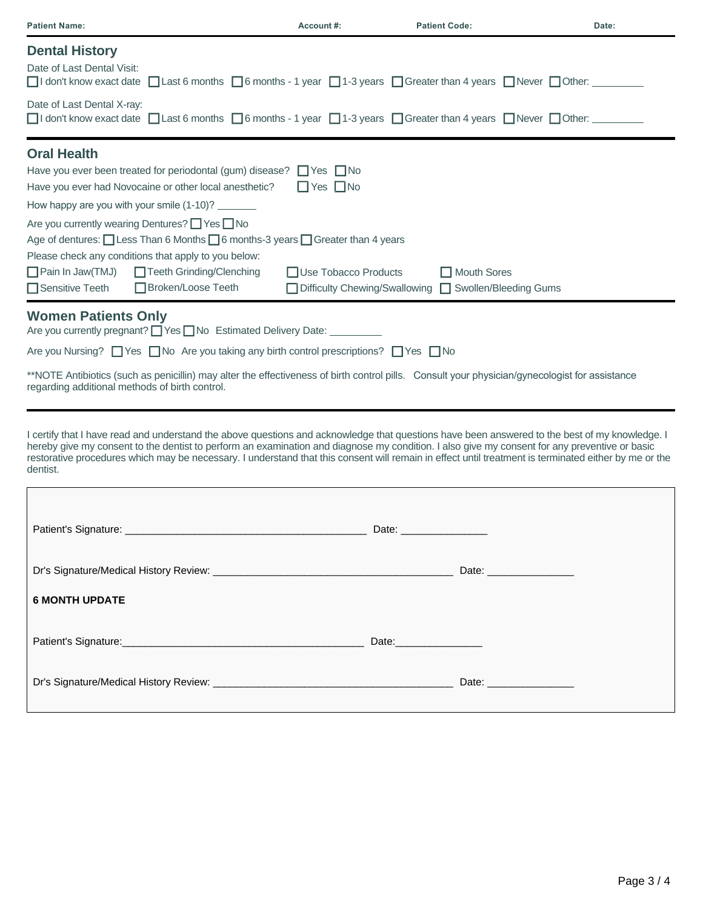**Patient Name:** **Account #:** **Patient Code:** **Date:**

## Dental History

Date of Last Dental Visit:
☐ I don't know exact date ☐ Last 6 months ☐ 6 months - 1 year ☐ 1-3 years ☐ Greater than 4 years ☐ Never ☐ Other: _________

Date of Last Dental X-ray:
☐ I don't know exact date ☐ Last 6 months ☐ 6 months - 1 year ☐ 1-3 years ☐ Greater than 4 years ☐ Never ☐ Other: _________

## Oral Health

Have you ever been treated for periodontal (gum) disease? ☐ Yes ☐ No

Have you ever had Novocaine or other local anesthetic? ☐ Yes ☐ No

How happy are you with your smile (1-10)? _______

Are you currently wearing Dentures? ☐ Yes ☐ No

Age of dentures: ☐ Less Than 6 Months ☐ 6 months-3 years ☐ Greater than 4 years

Please check any conditions that apply to you below:

☐ Pain In Jaw(TMJ) ☐ Teeth Grinding/Clenching ☐ Use Tobacco Products ☐ Mouth Sores
☐ Sensitive Teeth ☐ Broken/Loose Teeth ☐ Difficulty Chewing/Swallowing ☐ Swollen/Bleeding Gums

## Women Patients Only

Are you currently pregnant? ☐ Yes ☐ No Estimated Delivery Date: _________

Are you Nursing? ☐ Yes ☐ No Are you taking any birth control prescriptions? ☐ Yes ☐ No

**NOTE Antibiotics (such as penicillin) may alter the effectiveness of birth control pills. Consult your physician/gynecologist for assistance regarding additional methods of birth control.

---

I certify that I have read and understand the above questions and acknowledge that questions have been answered to the best of my knowledge. I hereby give my consent to the dentist to perform an examination and diagnose my condition. I also give my consent for any preventive or basic restorative procedures which may be necessary. I understand that this consent will remain in effect until treatment is terminated either by me or the dentist.

Patient's Signature: ________________________________________ Date: _______________

Dr's Signature/Medical History Review: ________________________________________ Date: _______________

**6 MONTH UPDATE**

Patient's Signature: ________________________________________ Date: _______________

Dr's Signature/Medical History Review: ________________________________________ Date: _______________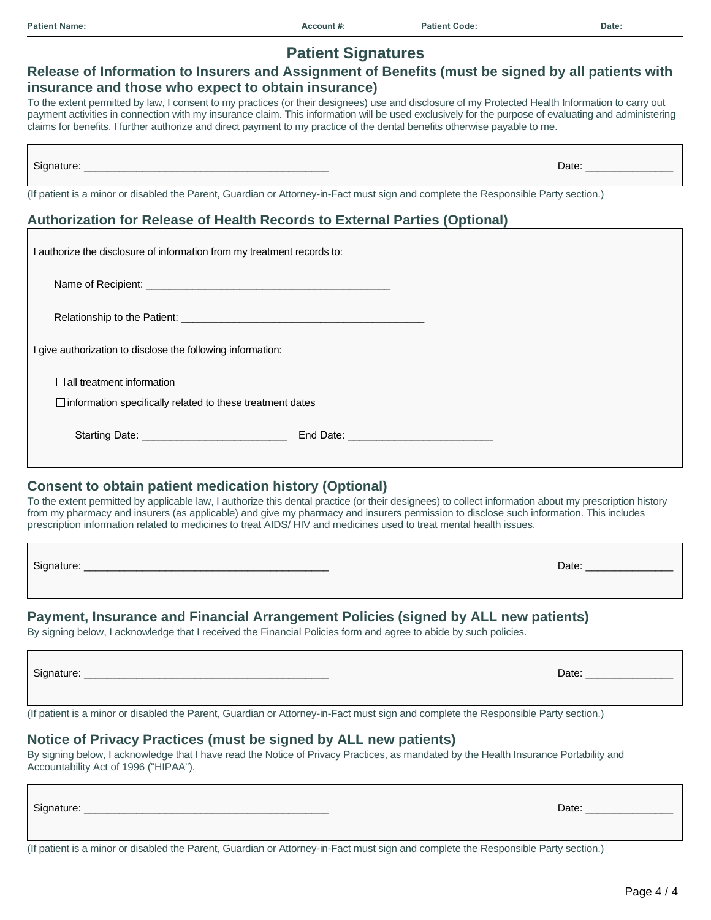Patient Name: Account #: Patient Code: Date:

# Patient Signatures

## Release of Information to Insurers and Assignment of Benefits (must be signed by all patients with insurance and those who expect to obtain insurance)

To the extent permitted by law, I consent to my practices (or their designees) use and disclosure of my Protected Health Information to carry out payment activities in connection with my insurance claim. This information will be used exclusively for the purpose of evaluating and administering claims for benefits. I further authorize and direct payment to my practice of the dental benefits otherwise payable to me.

Signature: __________________________________________ Date: _______________

(If patient is a minor or disabled the Parent, Guardian or Attorney-in-Fact must sign and complete the Responsible Party section.)

## Authorization for Release of Health Records to External Parties (Optional)

I authorize the disclosure of information from my treatment records to:

Name of Recipient: __________________________________________

Relationship to the Patient: __________________________________________

I give authorization to disclose the following information:

- ☐ all treatment information
- ☐ information specifically related to these treatment dates

Starting Date: _________________________ End Date: _________________________

## Consent to obtain patient medication history (Optional)

To the extent permitted by applicable law, I authorize this dental practice (or their designees) to collect information about my prescription history from my pharmacy and insurers (as applicable) and give my pharmacy and insurers permission to disclose such information. This includes prescription information related to medicines to treat AIDS/ HIV and medicines used to treat mental health issues.

Signature: __________________________________________ Date: _______________

## Payment, Insurance and Financial Arrangement Policies (signed by ALL new patients)

By signing below, I acknowledge that I received the Financial Policies form and agree to abide by such policies.

Signature: __________________________________________ Date: _______________

(If patient is a minor or disabled the Parent, Guardian or Attorney-in-Fact must sign and complete the Responsible Party section.)

## Notice of Privacy Practices (must be signed by ALL new patients)

By signing below, I acknowledge that I have read the Notice of Privacy Practices, as mandated by the Health Insurance Portability and Accountability Act of 1996 ("HIPAA").

Signature: __________________________________________ Date: _______________

(If patient is a minor or disabled the Parent, Guardian or Attorney-in-Fact must sign and complete the Responsible Party section.)